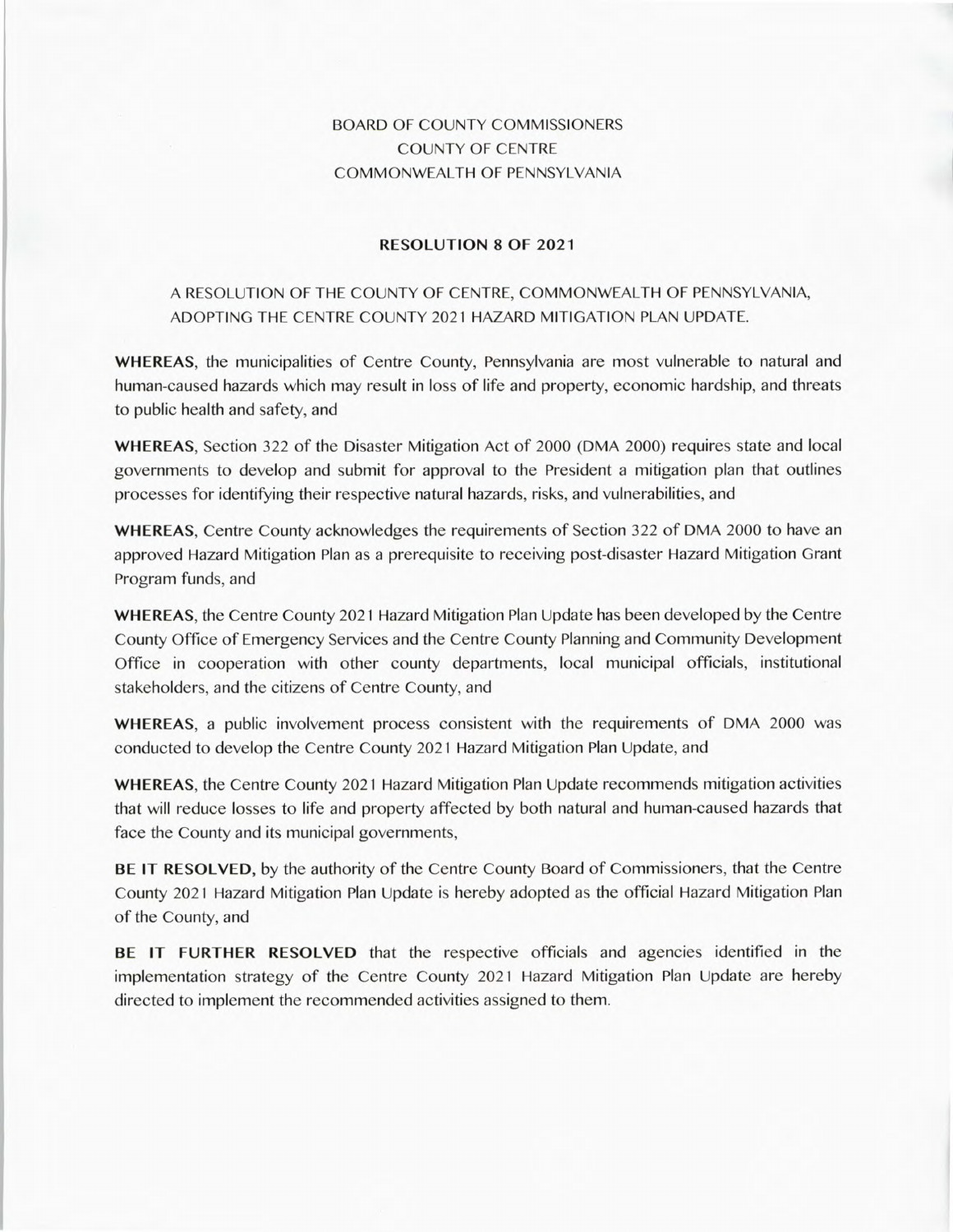BOARD OF COUNTY COMMISSIONERS
COUNTY OF CENTRE
COMMONWEALTH OF PENNSYLVANIA

## RESOLUTION 8 OF 2021

A RESOLUTION OF THE COUNTY OF CENTRE, COMMONWEALTH OF PENNSYLVANIA, ADOPTING THE CENTRE COUNTY 2021 HAZARD MITIGATION PLAN UPDATE.

**WHEREAS**, the municipalities of Centre County, Pennsylvania are most vulnerable to natural and human-caused hazards which may result in loss of life and property, economic hardship, and threats to public health and safety, and

**WHEREAS**, Section 322 of the Disaster Mitigation Act of 2000 (DMA 2000) requires state and local governments to develop and submit for approval to the President a mitigation plan that outlines processes for identifying their respective natural hazards, risks, and vulnerabilities, and

**WHEREAS**, Centre County acknowledges the requirements of Section 322 of DMA 2000 to have an approved Hazard Mitigation Plan as a prerequisite to receiving post-disaster Hazard Mitigation Grant Program funds, and

**WHEREAS**, the Centre County 2021 Hazard Mitigation Plan Update has been developed by the Centre County Office of Emergency Services and the Centre County Planning and Community Development Office in cooperation with other county departments, local municipal officials, institutional stakeholders, and the citizens of Centre County, and

**WHEREAS**, a public involvement process consistent with the requirements of DMA 2000 was conducted to develop the Centre County 2021 Hazard Mitigation Plan Update, and

**WHEREAS**, the Centre County 2021 Hazard Mitigation Plan Update recommends mitigation activities that will reduce losses to life and property affected by both natural and human-caused hazards that face the County and its municipal governments,

**BE IT RESOLVED,** by the authority of the Centre County Board of Commissioners, that the Centre County 2021 Hazard Mitigation Plan Update is hereby adopted as the official Hazard Mitigation Plan of the County, and

**BE IT FURTHER RESOLVED** that the respective officials and agencies identified in the implementation strategy of the Centre County 2021 Hazard Mitigation Plan Update are hereby directed to implement the recommended activities assigned to them.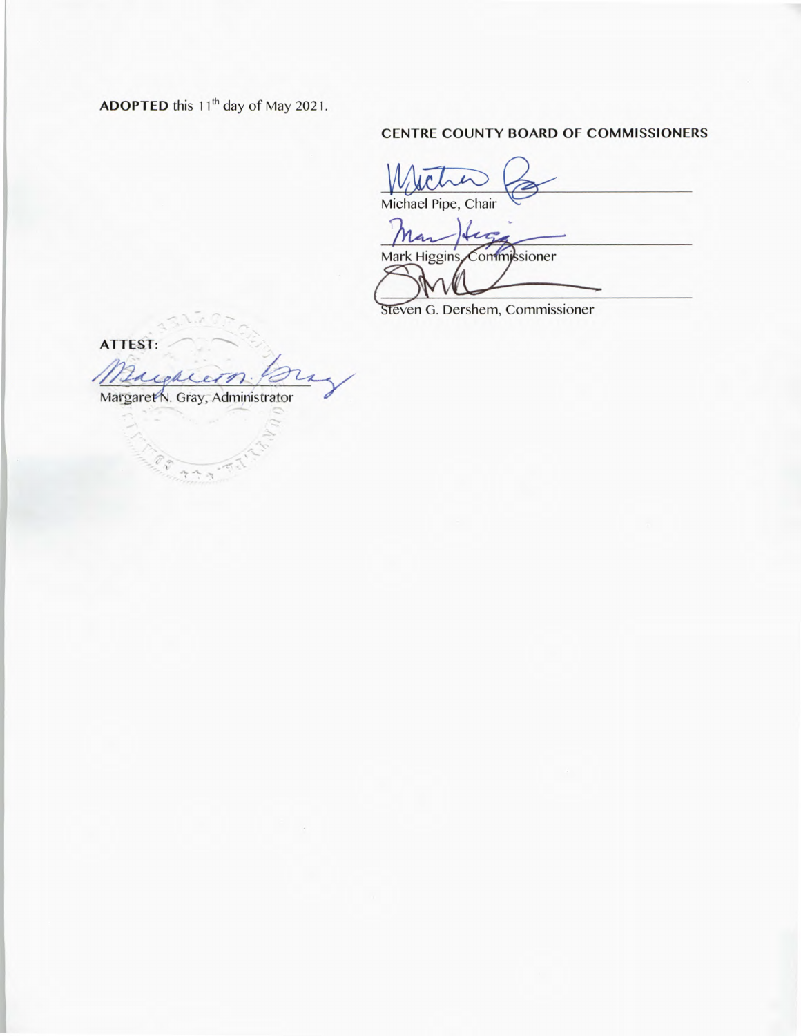**ADOPTED** this 11th day of May 2021.

**CENTRE COUNTY BOARD OF COMMISSIONERS**

Michael Pipe, Chair

Mark Higgins, Commissioner

Steven G. Dershem, Commissioner

**ATTEST:**

Margaret N. Gray, Administrator